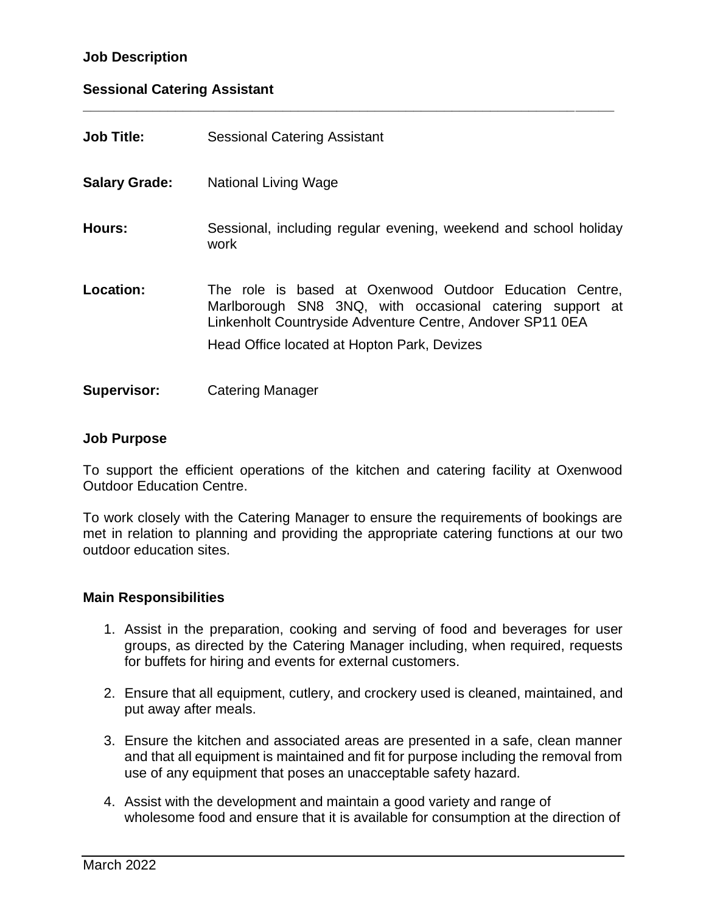**Job Description**

**Sessional Catering Assistant**

---

| | |
|---|---|
| **Job Title:** | Sessional Catering Assistant |
| **Salary Grade:** | National Living Wage |
| **Hours:** | Sessional, including regular evening, weekend and school holiday work |
| **Location:** | The role is based at Oxenwood Outdoor Education Centre, Marlborough SN8 3NQ, with occasional catering support at Linkenholt Countryside Adventure Centre, Andover SP11 0EA<br>Head Office located at Hopton Park, Devizes |
| **Supervisor:** | Catering Manager |

**Job Purpose**

To support the efficient operations of the kitchen and catering facility at Oxenwood Outdoor Education Centre.

To work closely with the Catering Manager to ensure the requirements of bookings are met in relation to planning and providing the appropriate catering functions at our two outdoor education sites.

**Main Responsibilities**

1. Assist in the preparation, cooking and serving of food and beverages for user groups, as directed by the Catering Manager including, when required, requests for buffets for hiring and events for external customers.
2. Ensure that all equipment, cutlery, and crockery used is cleaned, maintained, and put away after meals.
3. Ensure the kitchen and associated areas are presented in a safe, clean manner and that all equipment is maintained and fit for purpose including the removal from use of any equipment that poses an unacceptable safety hazard.
4. Assist with the development and maintain a good variety and range of wholesome food and ensure that it is available for consumption at the direction of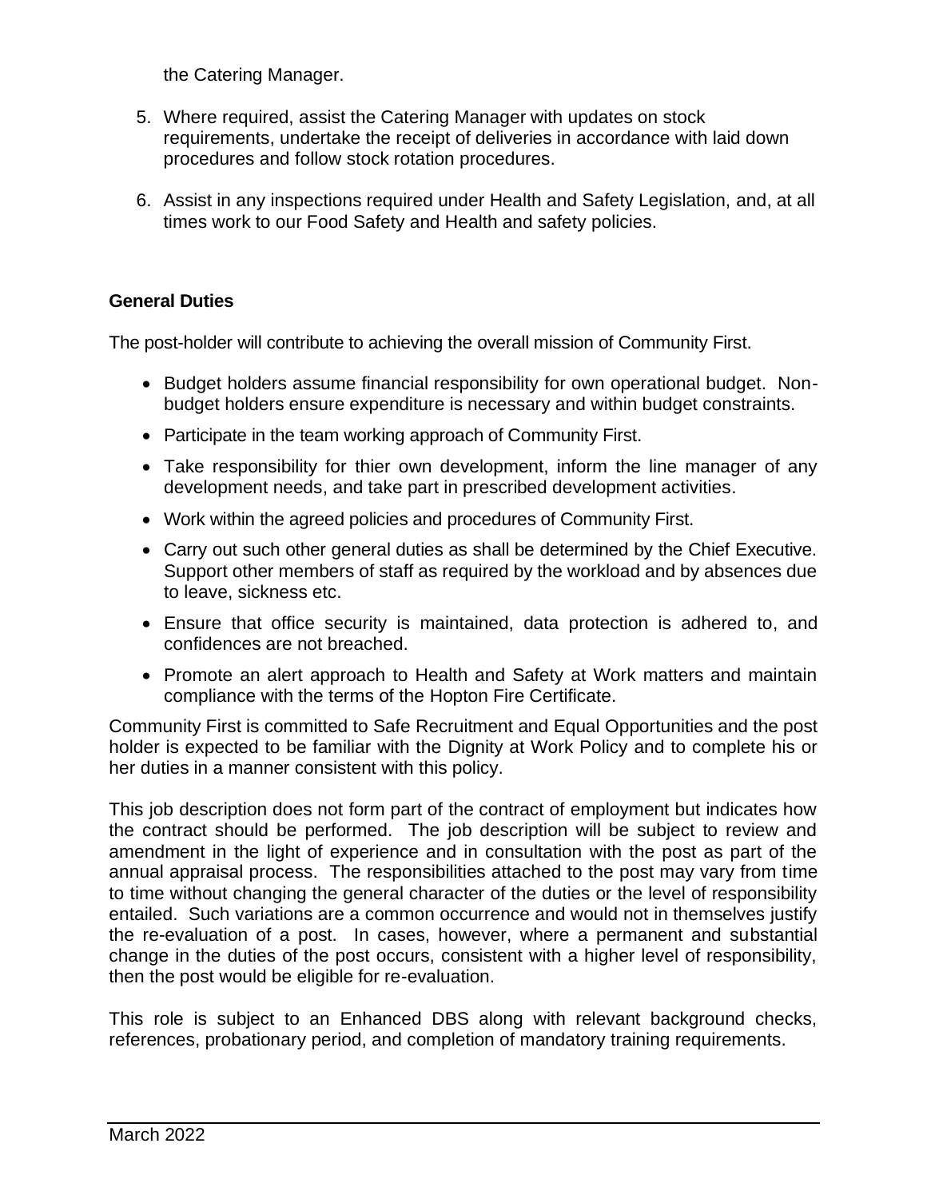the Catering Manager.

5. Where required, assist the Catering Manager with updates on stock requirements, undertake the receipt of deliveries in accordance with laid down procedures and follow stock rotation procedures.

6. Assist in any inspections required under Health and Safety Legislation, and, at all times work to our Food Safety and Health and safety policies.

**General Duties**

The post-holder will contribute to achieving the overall mission of Community First.

- Budget holders assume financial responsibility for own operational budget. Non-budget holders ensure expenditure is necessary and within budget constraints.
- Participate in the team working approach of Community First.
- Take responsibility for thier own development, inform the line manager of any development needs, and take part in prescribed development activities.
- Work within the agreed policies and procedures of Community First.
- Carry out such other general duties as shall be determined by the Chief Executive. Support other members of staff as required by the workload and by absences due to leave, sickness etc.
- Ensure that office security is maintained, data protection is adhered to, and confidences are not breached.
- Promote an alert approach to Health and Safety at Work matters and maintain compliance with the terms of the Hopton Fire Certificate.

Community First is committed to Safe Recruitment and Equal Opportunities and the post holder is expected to be familiar with the Dignity at Work Policy and to complete his or her duties in a manner consistent with this policy.

This job description does not form part of the contract of employment but indicates how the contract should be performed. The job description will be subject to review and amendment in the light of experience and in consultation with the post as part of the annual appraisal process. The responsibilities attached to the post may vary from time to time without changing the general character of the duties or the level of responsibility entailed. Such variations are a common occurrence and would not in themselves justify the re-evaluation of a post. In cases, however, where a permanent and substantial change in the duties of the post occurs, consistent with a higher level of responsibility, then the post would be eligible for re-evaluation.

This role is subject to an Enhanced DBS along with relevant background checks, references, probationary period, and completion of mandatory training requirements.

March 2022